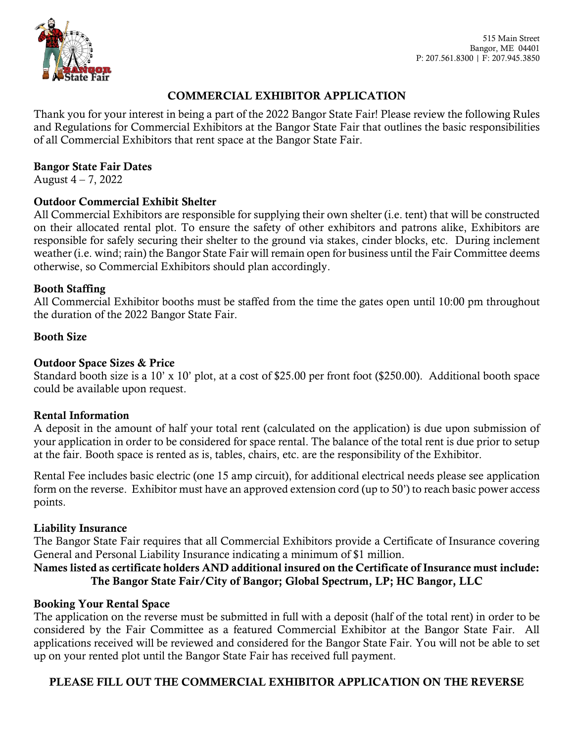515 Main Street
Bangor, ME 04401
P: 207.561.8300 | F: 207.945.3850

# COMMERCIAL EXHIBITOR APPLICATION

Thank you for your interest in being a part of the 2022 Bangor State Fair! Please review the following Rules and Regulations for Commercial Exhibitors at the Bangor State Fair that outlines the basic responsibilities of all Commercial Exhibitors that rent space at the Bangor State Fair.

## Bangor State Fair Dates

August 4 – 7, 2022

## Outdoor Commercial Exhibit Shelter

All Commercial Exhibitors are responsible for supplying their own shelter (i.e. tent) that will be constructed on their allocated rental plot. To ensure the safety of other exhibitors and patrons alike, Exhibitors are responsible for safely securing their shelter to the ground via stakes, cinder blocks, etc. During inclement weather (i.e. wind; rain) the Bangor State Fair will remain open for business until the Fair Committee deems otherwise, so Commercial Exhibitors should plan accordingly.

## Booth Staffing

All Commercial Exhibitor booths must be staffed from the time the gates open until 10:00 pm throughout the duration of the 2022 Bangor State Fair.

## Booth Size

## Outdoor Space Sizes & Price

Standard booth size is a 10' x 10' plot, at a cost of $25.00 per front foot ($250.00). Additional booth space could be available upon request.

## Rental Information

A deposit in the amount of half your total rent (calculated on the application) is due upon submission of your application in order to be considered for space rental. The balance of the total rent is due prior to setup at the fair. Booth space is rented as is, tables, chairs, etc. are the responsibility of the Exhibitor.

Rental Fee includes basic electric (one 15 amp circuit), for additional electrical needs please see application form on the reverse. Exhibitor must have an approved extension cord (up to 50') to reach basic power access points.

## Liability Insurance

The Bangor State Fair requires that all Commercial Exhibitors provide a Certificate of Insurance covering General and Personal Liability Insurance indicating a minimum of $1 million.

**Names listed as certificate holders AND additional insured on the Certificate of Insurance must include: The Bangor State Fair/City of Bangor; Global Spectrum, LP; HC Bangor, LLC**

## Booking Your Rental Space

The application on the reverse must be submitted in full with a deposit (half of the total rent) in order to be considered by the Fair Committee as a featured Commercial Exhibitor at the Bangor State Fair. All applications received will be reviewed and considered for the Bangor State Fair. You will not be able to set up on your rented plot until the Bangor State Fair has received full payment.

**PLEASE FILL OUT THE COMMERCIAL EXHIBITOR APPLICATION ON THE REVERSE**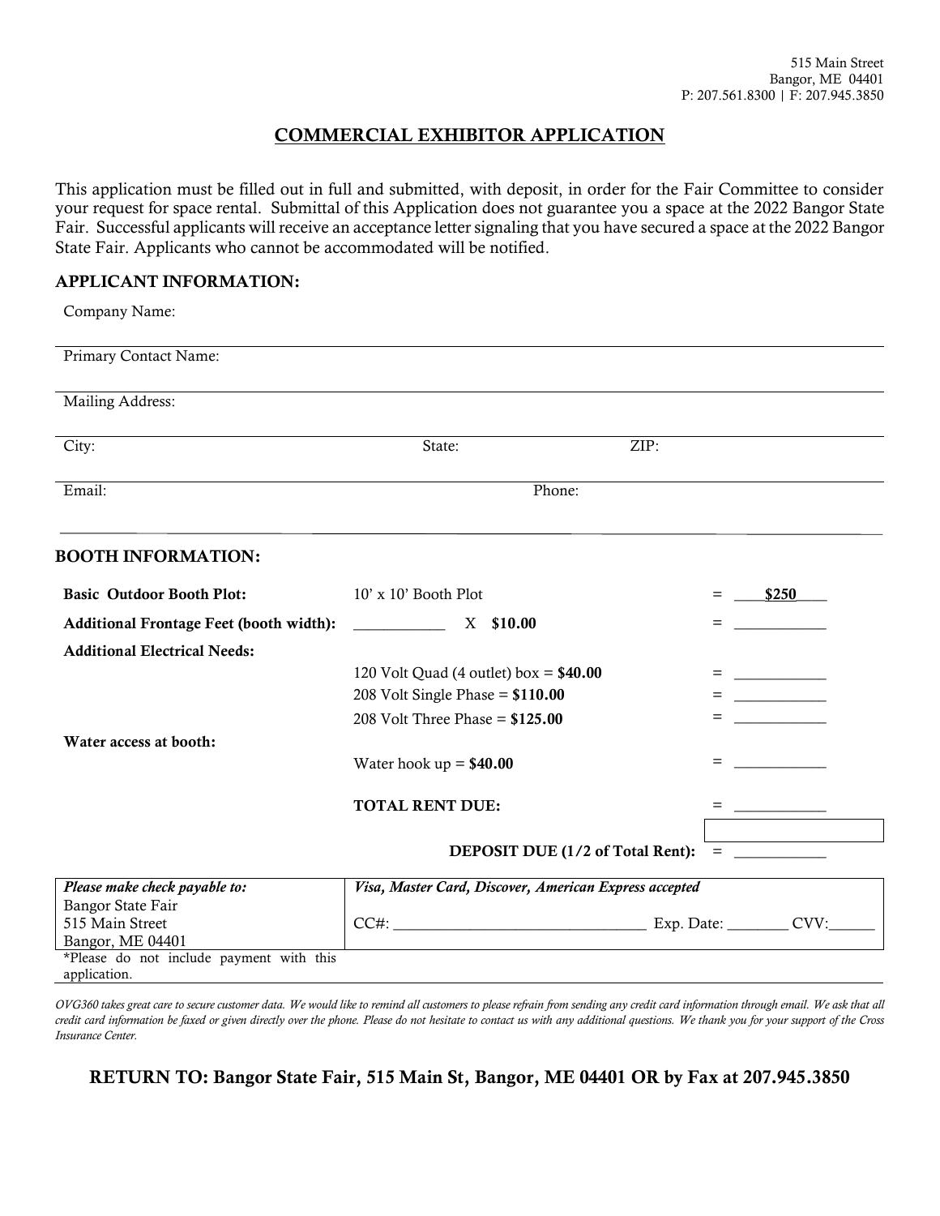515 Main Street
Bangor, ME 04401
P: 207.561.8300 | F: 207.945.3850

## COMMERCIAL EXHIBITOR APPLICATION

This application must be filled out in full and submitted, with deposit, in order for the Fair Committee to consider your request for space rental. Submittal of this Application does not guarantee you a space at the 2022 Bangor State Fair. Successful applicants will receive an acceptance letter signaling that you have secured a space at the 2022 Bangor State Fair. Applicants who cannot be accommodated will be notified.

### APPLICANT INFORMATION:

Company Name:

Primary Contact Name:

Mailing Address:

City: State: ZIP:

Email: Phone:

### BOOTH INFORMATION:

| | | | |
|---|---|---|---|
| **Basic Outdoor Booth Plot:** | 10' x 10' Booth Plot | = | **$250** |
| **Additional Frontage Feet (booth width):** | ___________ X **$10.00** | = | ___________ |
| **Additional Electrical Needs:** | | | |
| | 120 Volt Quad (4 outlet) box = **$40.00** | = | ___________ |
| | 208 Volt Single Phase = **$110.00** | = | ___________ |
| | 208 Volt Three Phase = **$125.00** | = | ___________ |
| **Water access at booth:** | | | |
| | Water hook up = **$40.00** | = | ___________ |
| | **TOTAL RENT DUE:** | = | ___________ |
| | **DEPOSIT DUE (1/2 of Total Rent):** | = | ___________ |

| | |
|---|---|
| ***Please make check payable to:*** Bangor State Fair 515 Main Street Bangor, ME 04401 | ***Visa, Master Card, Discover, American Express accepted*** CC#: ________________________________ Exp. Date: ________ CVV:______ |

*Please do not include payment with this application.

*OVG360 takes great care to secure customer data. We would like to remind all customers to please refrain from sending any credit card information through email. We ask that all credit card information be faxed or given directly over the phone. Please do not hesitate to contact us with any additional questions. We thank you for your support of the Cross Insurance Center.*

**RETURN TO: Bangor State Fair, 515 Main St, Bangor, ME 04401 OR by Fax at 207.945.3850**